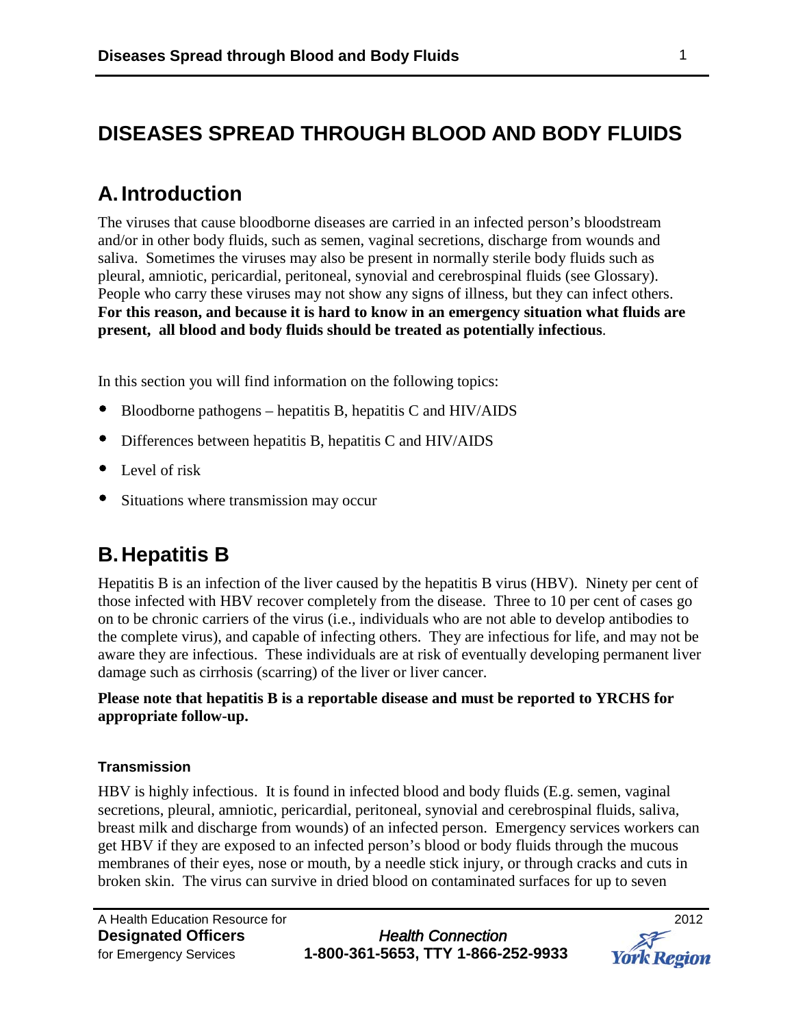# DISEASES SPREAD THROUGH BLOOD AND BODY FLUIDS

## A. Introduction

The viruses that cause bloodborne diseases are carried in an infected person's bloodstream and/or in other body fluids, such as semen, vaginal secretions, discharge from wounds and saliva. Sometimes the viruses may also be present in normally sterile body fluids such as pleural, amniotic, pericardial, peritoneal, synovial and cerebrospinal fluids (see Glossary). People who carry these viruses may not show any signs of illness, but they can infect others. **For this reason, and because it is hard to know in an emergency situation what fluids are present, all blood and body fluids should be treated as potentially infectious**.

In this section you will find information on the following topics:

- Bloodborne pathogens – hepatitis B, hepatitis C and HIV/AIDS
- Differences between hepatitis B, hepatitis C and HIV/AIDS
- Level of risk
- Situations where transmission may occur

## B. Hepatitis B

Hepatitis B is an infection of the liver caused by the hepatitis B virus (HBV). Ninety per cent of those infected with HBV recover completely from the disease. Three to 10 per cent of cases go on to be chronic carriers of the virus (i.e., individuals who are not able to develop antibodies to the complete virus), and capable of infecting others. They are infectious for life, and may not be aware they are infectious. These individuals are at risk of eventually developing permanent liver damage such as cirrhosis (scarring) of the liver or liver cancer.

**Please note that hepatitis B is a reportable disease and must be reported to YRCHS for appropriate follow-up.**

### Transmission

HBV is highly infectious. It is found in infected blood and body fluids (E.g. semen, vaginal secretions, pleural, amniotic, pericardial, peritoneal, synovial and cerebrospinal fluids, saliva, breast milk and discharge from wounds) of an infected person. Emergency services workers can get HBV if they are exposed to an infected person's blood or body fluids through the mucous membranes of their eyes, nose or mouth, by a needle stick injury, or through cracks and cuts in broken skin. The virus can survive in dried blood on contaminated surfaces for up to seven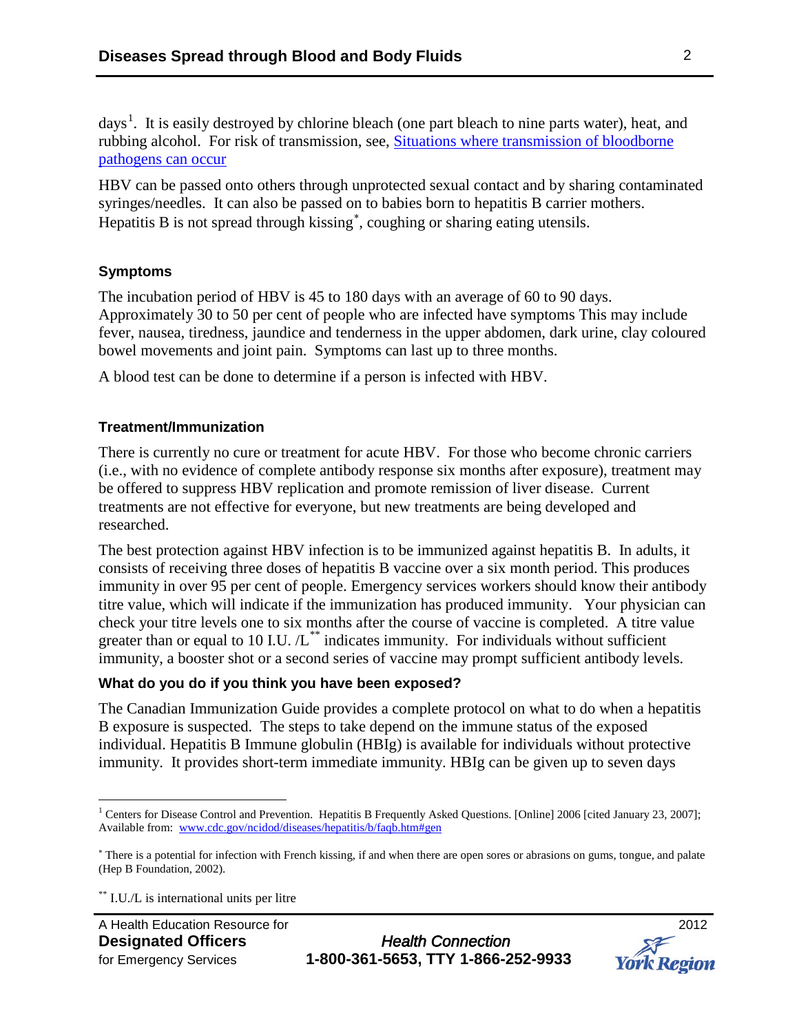days[1]. It is easily destroyed by chlorine bleach (one part bleach to nine parts water), heat, and rubbing alcohol. For risk of transmission, see, [Situations where transmission of bloodborne pathogens can occur]

HBV can be passed onto others through unprotected sexual contact and by sharing contaminated syringes/needles. It can also be passed on to babies born to hepatitis B carrier mothers. Hepatitis B is not spread through kissing[*], coughing or sharing eating utensils.

### Symptoms

The incubation period of HBV is 45 to 180 days with an average of 60 to 90 days. Approximately 30 to 50 per cent of people who are infected have symptoms This may include fever, nausea, tiredness, jaundice and tenderness in the upper abdomen, dark urine, clay coloured bowel movements and joint pain. Symptoms can last up to three months.

A blood test can be done to determine if a person is infected with HBV.

### Treatment/Immunization

There is currently no cure or treatment for acute HBV. For those who become chronic carriers (i.e., with no evidence of complete antibody response six months after exposure), treatment may be offered to suppress HBV replication and promote remission of liver disease. Current treatments are not effective for everyone, but new treatments are being developed and researched.

The best protection against HBV infection is to be immunized against hepatitis B. In adults, it consists of receiving three doses of hepatitis B vaccine over a six month period. This produces immunity in over 95 per cent of people. Emergency services workers should know their antibody titre value, which will indicate if the immunization has produced immunity. Your physician can check your titre levels one to six months after the course of vaccine is completed. A titre value greater than or equal to 10 I.U. /L[**] indicates immunity. For individuals without sufficient immunity, a booster shot or a second series of vaccine may prompt sufficient antibody levels.

### What do you do if you think you have been exposed?

The Canadian Immunization Guide provides a complete protocol on what to do when a hepatitis B exposure is suspected. The steps to take depend on the immune status of the exposed individual. Hepatitis B Immune globulin (HBIg) is available for individuals without protective immunity. It provides short-term immediate immunity. HBIg can be given up to seven days

---

[1] Centers for Disease Control and Prevention. Hepatitis B Frequently Asked Questions. [Online] 2006 [cited January 23, 2007]; Available from: www.cdc.gov/ncidod/diseases/hepatitis/b/faqb.htm#gen

[*] There is a potential for infection with French kissing, if and when there are open sores or abrasions on gums, tongue, and palate (Hep B Foundation, 2002).

[**] I.U./L is international units per litre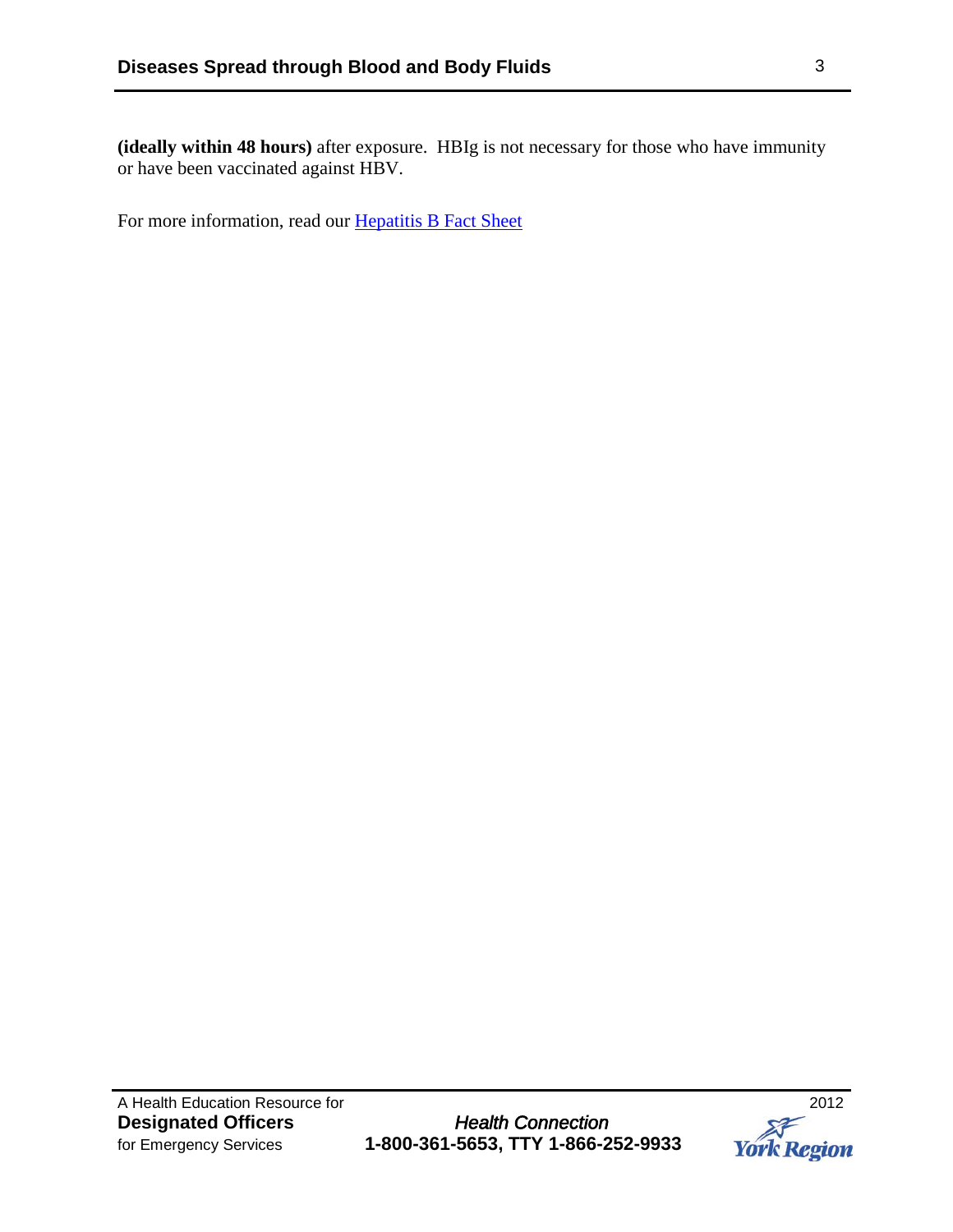**(ideally within 48 hours)** after exposure. HBIg is not necessary for those who have immunity or have been vaccinated against HBV.

For more information, read our [Hepatitis B Fact Sheet]()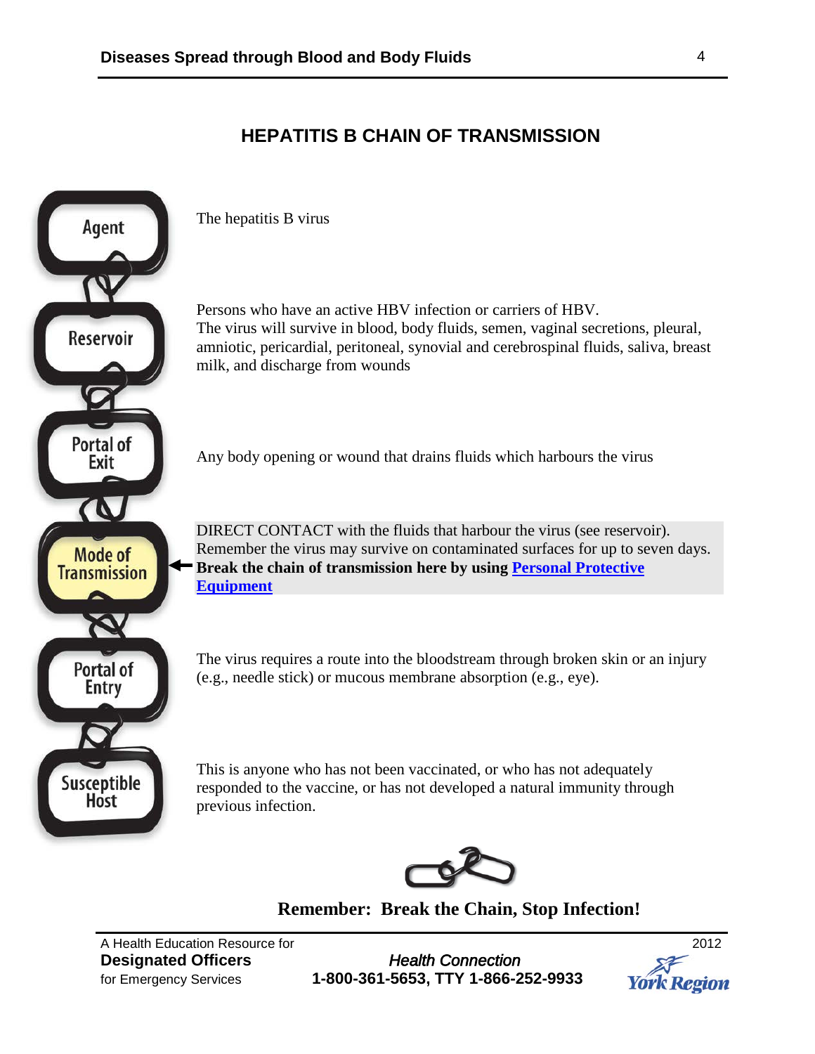## HEPATITIS B CHAIN OF TRANSMISSION

| | |
|---|---|
| **Agent** | The hepatitis B virus |
| **Reservoir** | Persons who have an active HBV infection or carriers of HBV. The virus will survive in blood, body fluids, semen, vaginal secretions, pleural, amniotic, pericardial, peritoneal, synovial and cerebrospinal fluids, saliva, breast milk, and discharge from wounds |
| **Portal of Exit** | Any body opening or wound that drains fluids which harbours the virus |
| **Mode of Transmission** | DIRECT CONTACT with the fluids that harbour the virus (see reservoir). Remember the virus may survive on contaminated surfaces for up to seven days. **Break the chain of transmission here by using Personal Protective Equipment** |
| **Portal of Entry** | The virus requires a route into the bloodstream through broken skin or an injury (e.g., needle stick) or mucous membrane absorption (e.g., eye). |
| **Susceptible Host** | This is anyone who has not been vaccinated, or who has not adequately responded to the vaccine, or has not developed a natural immunity through previous infection. |

**Remember: Break the Chain, Stop Infection!**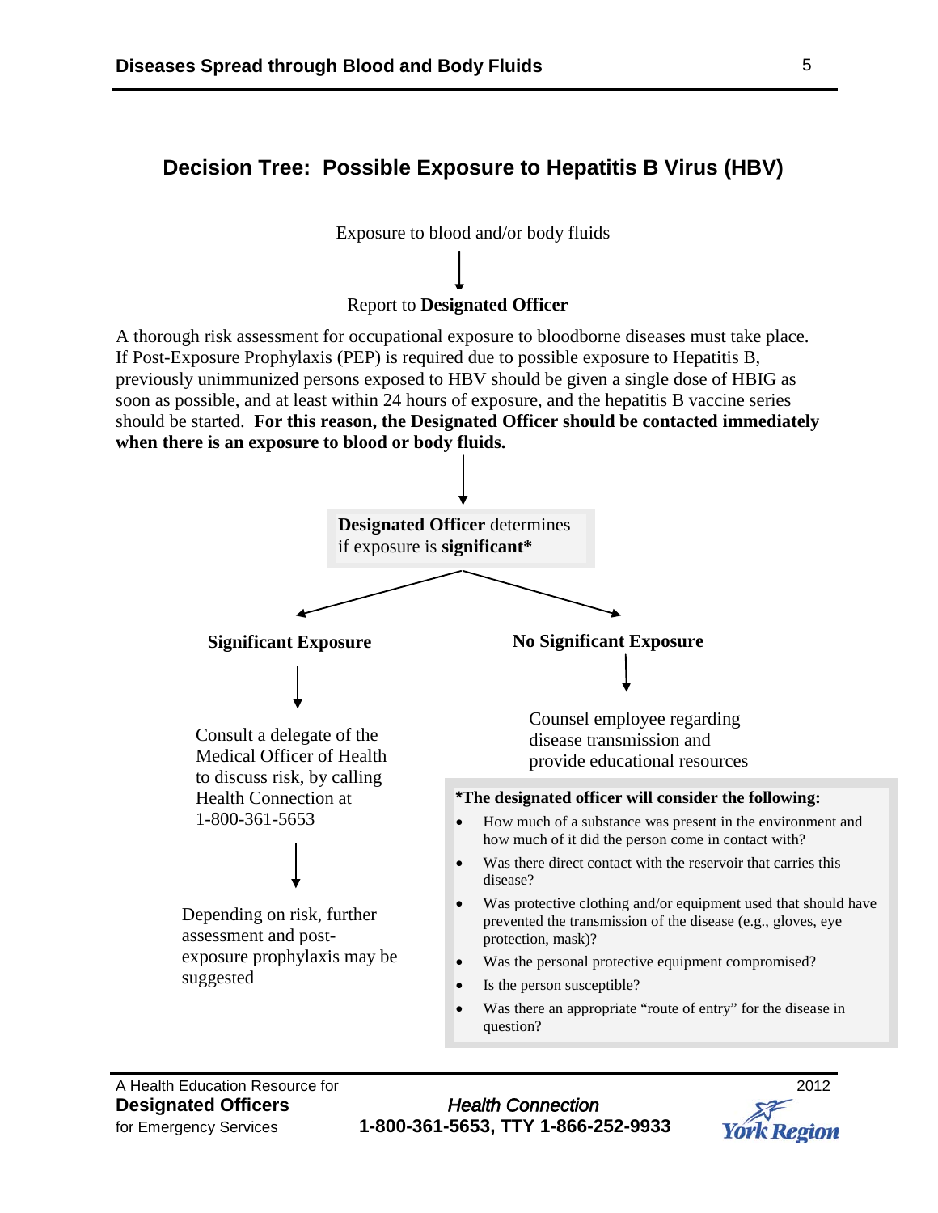## Decision Tree: Possible Exposure to Hepatitis B Virus (HBV)

Exposure to blood and/or body fluids

↓

Report to **Designated Officer**

A thorough risk assessment for occupational exposure to bloodborne diseases must take place. If Post-Exposure Prophylaxis (PEP) is required due to possible exposure to Hepatitis B, previously unimmunized persons exposed to HBV should be given a single dose of HBIG as soon as possible, and at least within 24 hours of exposure, and the hepatitis B vaccine series should be started. **For this reason, the Designated Officer should be contacted immediately when there is an exposure to blood or body fluids.**

↓

**Designated Officer** determines if exposure is **significant***

**Significant Exposure**

↓

Consult a delegate of the Medical Officer of Health to discuss risk, by calling Health Connection at 1-800-361-5653

↓

Depending on risk, further assessment and post-exposure prophylaxis may be suggested

**No Significant Exposure**

↓

Counsel employee regarding disease transmission and provide educational resources

**\*The designated officer will consider the following:**

- How much of a substance was present in the environment and how much of it did the person come in contact with?
- Was there direct contact with the reservoir that carries this disease?
- Was protective clothing and/or equipment used that should have prevented the transmission of the disease (e.g., gloves, eye protection, mask)?
- Was the personal protective equipment compromised?
- Is the person susceptible?
- Was there an appropriate "route of entry" for the disease in question?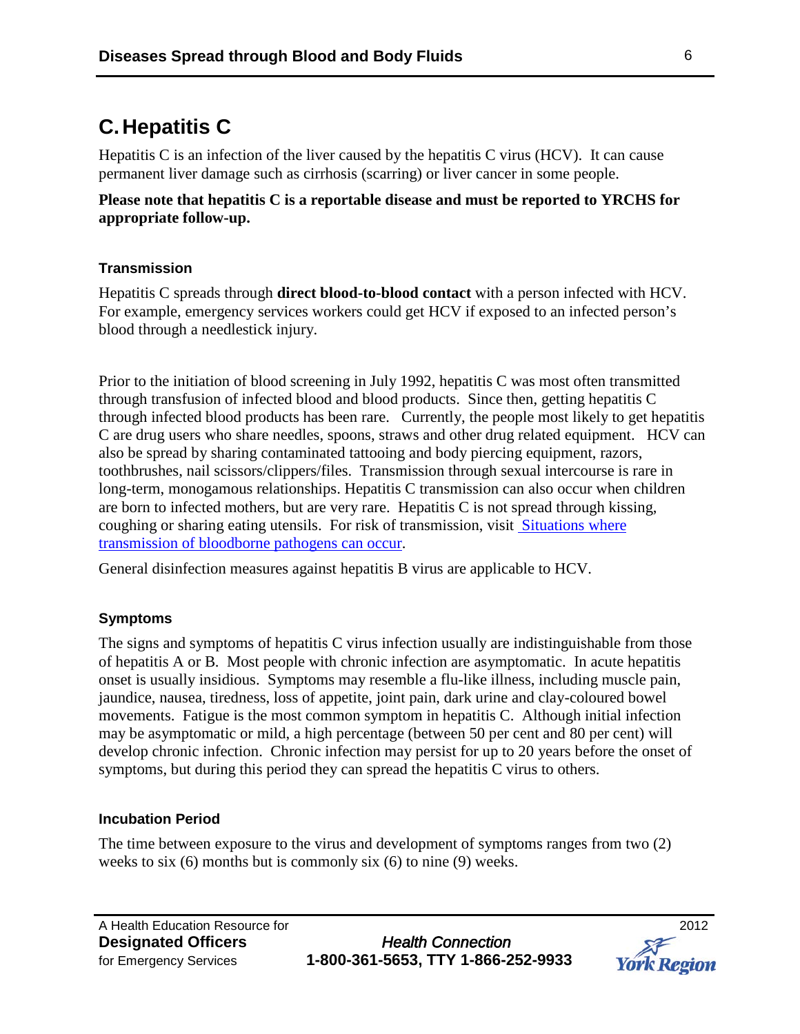## C. Hepatitis C

Hepatitis C is an infection of the liver caused by the hepatitis C virus (HCV). It can cause permanent liver damage such as cirrhosis (scarring) or liver cancer in some people.

**Please note that hepatitis C is a reportable disease and must be reported to YRCHS for appropriate follow-up.**

### Transmission

Hepatitis C spreads through **direct blood-to-blood contact** with a person infected with HCV. For example, emergency services workers could get HCV if exposed to an infected person's blood through a needlestick injury.

Prior to the initiation of blood screening in July 1992, hepatitis C was most often transmitted through transfusion of infected blood and blood products. Since then, getting hepatitis C through infected blood products has been rare. Currently, the people most likely to get hepatitis C are drug users who share needles, spoons, straws and other drug related equipment. HCV can also be spread by sharing contaminated tattooing and body piercing equipment, razors, toothbrushes, nail scissors/clippers/files. Transmission through sexual intercourse is rare in long-term, monogamous relationships. Hepatitis C transmission can also occur when children are born to infected mothers, but are very rare. Hepatitis C is not spread through kissing, coughing or sharing eating utensils. For risk of transmission, visit Situations where transmission of bloodborne pathogens can occur.

General disinfection measures against hepatitis B virus are applicable to HCV.

### Symptoms

The signs and symptoms of hepatitis C virus infection usually are indistinguishable from those of hepatitis A or B. Most people with chronic infection are asymptomatic. In acute hepatitis onset is usually insidious. Symptoms may resemble a flu-like illness, including muscle pain, jaundice, nausea, tiredness, loss of appetite, joint pain, dark urine and clay-coloured bowel movements. Fatigue is the most common symptom in hepatitis C. Although initial infection may be asymptomatic or mild, a high percentage (between 50 per cent and 80 per cent) will develop chronic infection. Chronic infection may persist for up to 20 years before the onset of symptoms, but during this period they can spread the hepatitis C virus to others.

### Incubation Period

The time between exposure to the virus and development of symptoms ranges from two (2) weeks to six (6) months but is commonly six (6) to nine (9) weeks.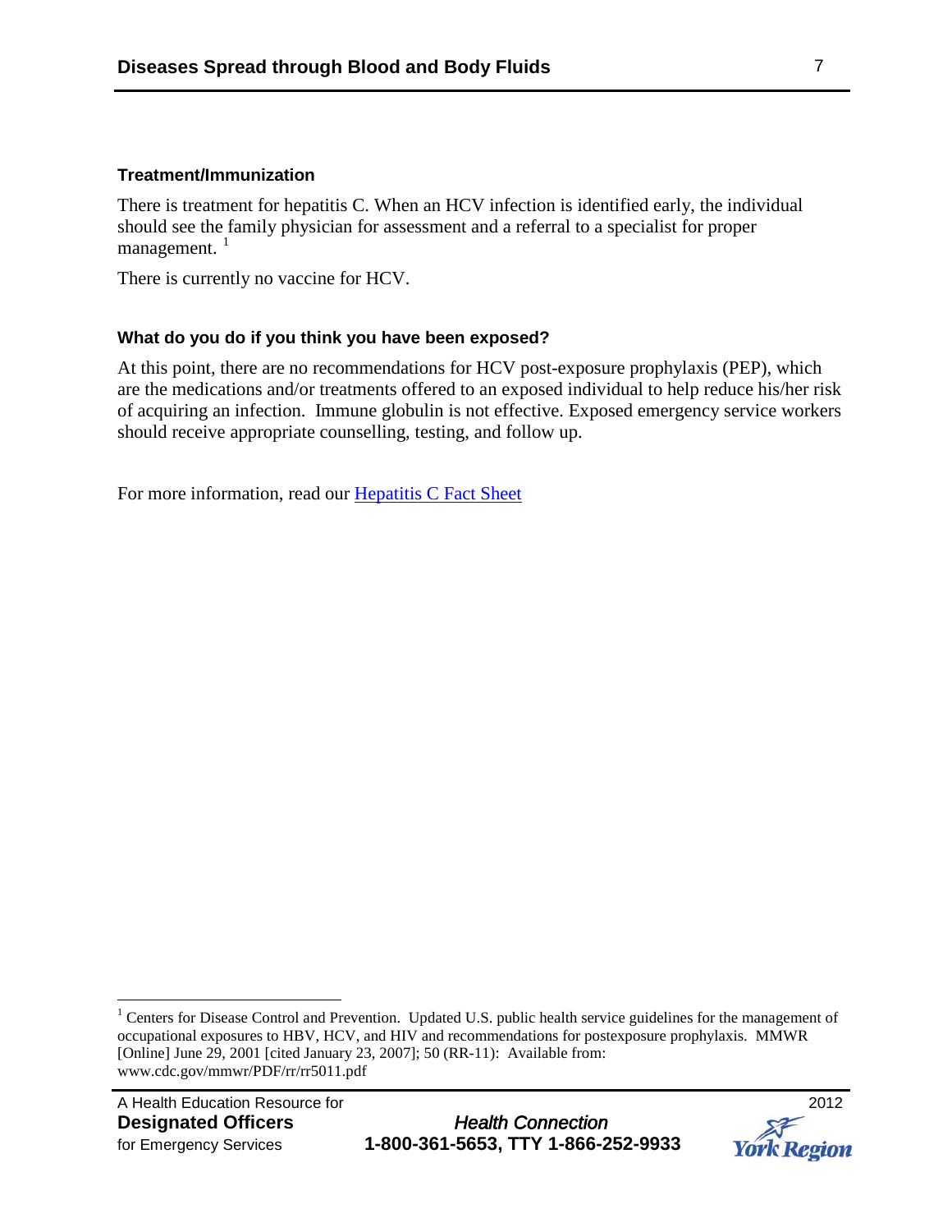### Treatment/Immunization

There is treatment for hepatitis C. When an HCV infection is identified early, the individual should see the family physician for assessment and a referral to a specialist for proper management. [1]

There is currently no vaccine for HCV.

### What do you do if you think you have been exposed?

At this point, there are no recommendations for HCV post-exposure prophylaxis (PEP), which are the medications and/or treatments offered to an exposed individual to help reduce his/her risk of acquiring an infection. Immune globulin is not effective. Exposed emergency service workers should receive appropriate counselling, testing, and follow up.

For more information, read our [Hepatitis C Fact Sheet]

---

[1] Centers for Disease Control and Prevention. Updated U.S. public health service guidelines for the management of occupational exposures to HBV, HCV, and HIV and recommendations for postexposure prophylaxis. MMWR [Online] June 29, 2001 [cited January 23, 2007]; 50 (RR-11): Available from: www.cdc.gov/mmwr/PDF/rr/rr5011.pdf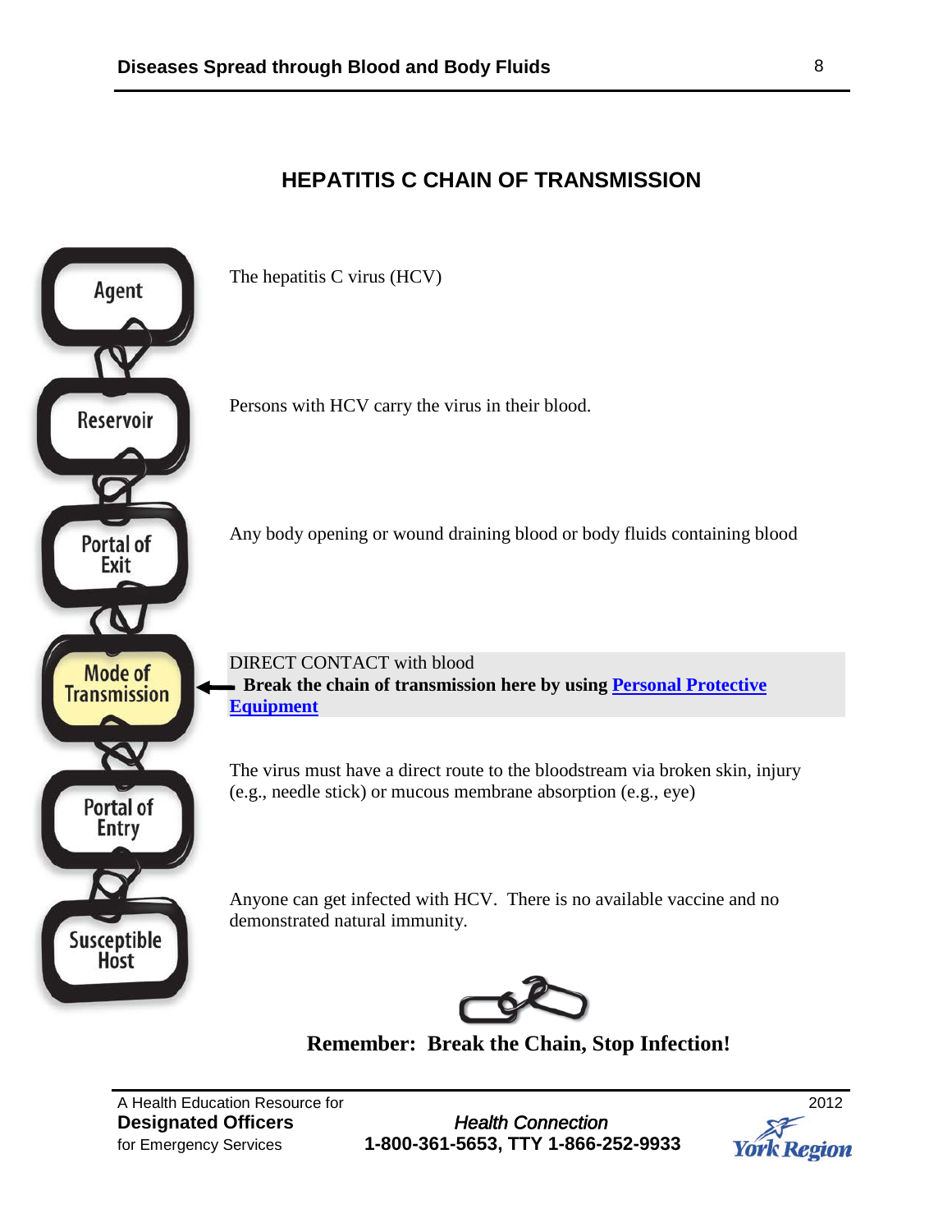# HEPATITIS C CHAIN OF TRANSMISSION

| | |
|---|---|
| **Agent** | The hepatitis C virus (HCV) |
| **Reservoir** | Persons with HCV carry the virus in their blood. |
| **Portal of Exit** | Any body opening or wound draining blood or body fluids containing blood |
| **Mode of Transmission** | DIRECT CONTACT with blood<br>**Break the chain of transmission here by using Personal Protective Equipment** |
| **Portal of Entry** | The virus must have a direct route to the bloodstream via broken skin, injury (e.g., needle stick) or mucous membrane absorption (e.g., eye) |
| **Susceptible Host** | Anyone can get infected with HCV. There is no available vaccine and no demonstrated natural immunity. |

**Remember: Break the Chain, Stop Infection!**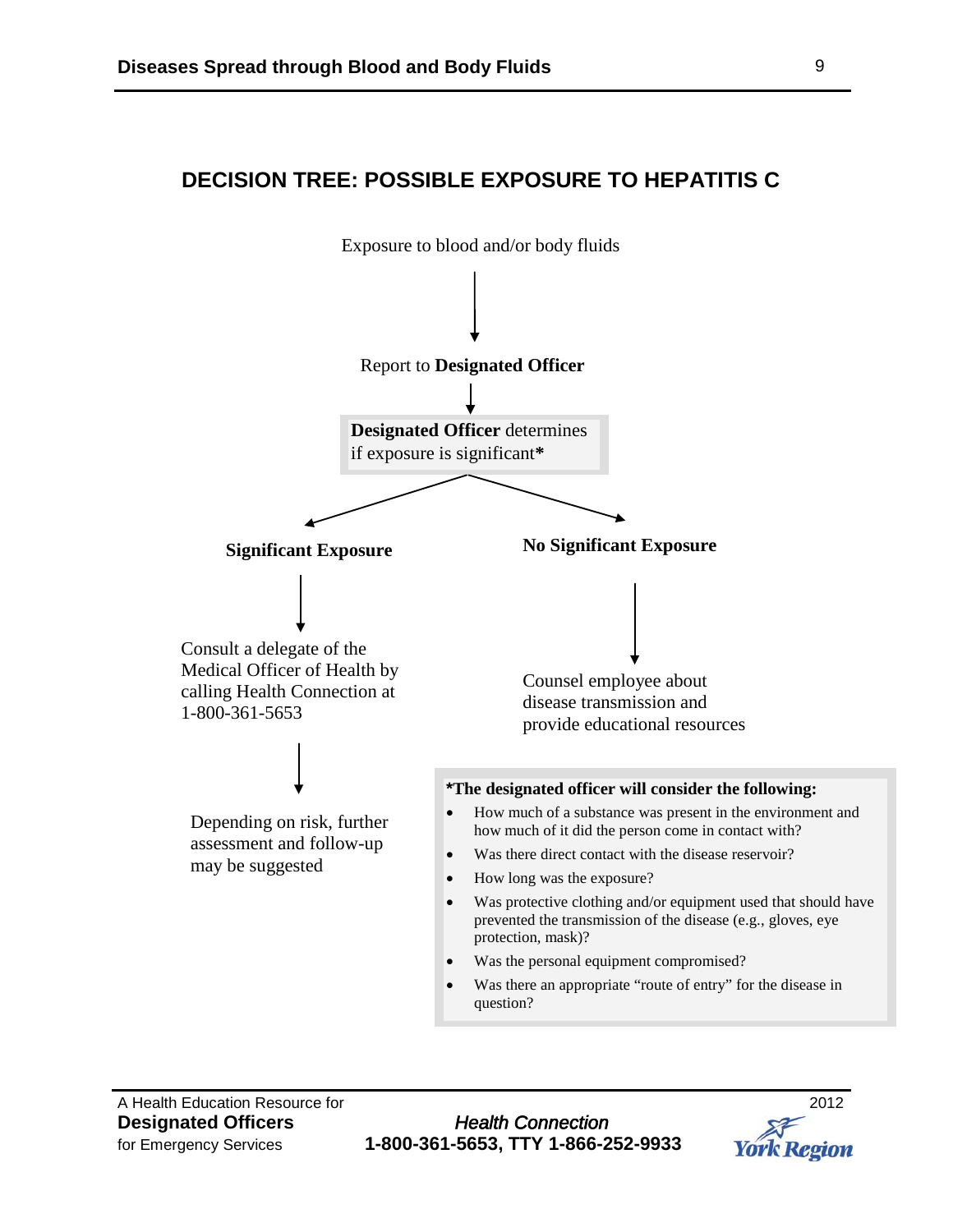## DECISION TREE: POSSIBLE EXPOSURE TO HEPATITIS C

Exposure to blood and/or body fluids

↓

Report to **Designated Officer**

↓

**Designated Officer** determines if exposure is significant**\***

**Significant Exposure**

↓

Consult a delegate of the Medical Officer of Health by calling Health Connection at 1-800-361-5653

↓

Depending on risk, further assessment and follow-up may be suggested

**No Significant Exposure**

↓

Counsel employee about disease transmission and provide educational resources

**\*The designated officer will consider the following:**

- How much of a substance was present in the environment and how much of it did the person come in contact with?
- Was there direct contact with the disease reservoir?
- How long was the exposure?
- Was protective clothing and/or equipment used that should have prevented the transmission of the disease (e.g., gloves, eye protection, mask)?
- Was the personal equipment compromised?
- Was there an appropriate "route of entry" for the disease in question?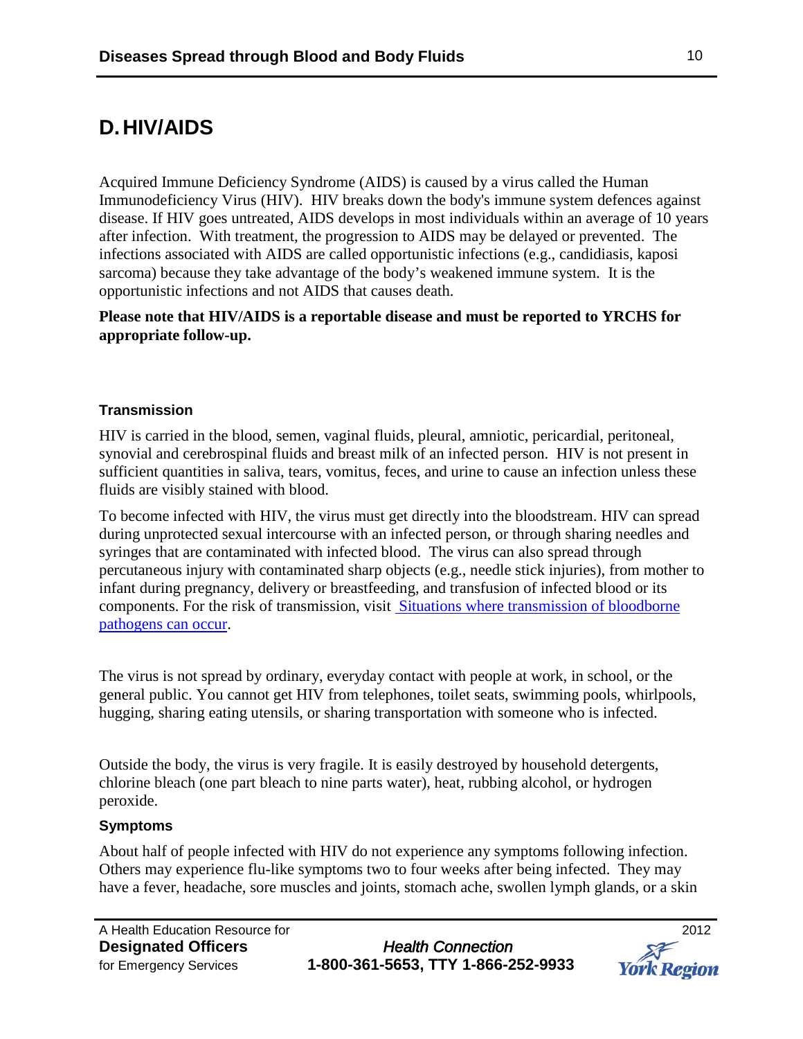## D. HIV/AIDS

Acquired Immune Deficiency Syndrome (AIDS) is caused by a virus called the Human Immunodeficiency Virus (HIV). HIV breaks down the body's immune system defences against disease. If HIV goes untreated, AIDS develops in most individuals within an average of 10 years after infection. With treatment, the progression to AIDS may be delayed or prevented. The infections associated with AIDS are called opportunistic infections (e.g., candidiasis, kaposi sarcoma) because they take advantage of the body's weakened immune system. It is the opportunistic infections and not AIDS that causes death.

**Please note that HIV/AIDS is a reportable disease and must be reported to YRCHS for appropriate follow-up.**

### Transmission

HIV is carried in the blood, semen, vaginal fluids, pleural, amniotic, pericardial, peritoneal, synovial and cerebrospinal fluids and breast milk of an infected person. HIV is not present in sufficient quantities in saliva, tears, vomitus, feces, and urine to cause an infection unless these fluids are visibly stained with blood.

To become infected with HIV, the virus must get directly into the bloodstream. HIV can spread during unprotected sexual intercourse with an infected person, or through sharing needles and syringes that are contaminated with infected blood. The virus can also spread through percutaneous injury with contaminated sharp objects (e.g., needle stick injuries), from mother to infant during pregnancy, delivery or breastfeeding, and transfusion of infected blood or its components. For the risk of transmission, visit Situations where transmission of bloodborne pathogens can occur.

The virus is not spread by ordinary, everyday contact with people at work, in school, or the general public. You cannot get HIV from telephones, toilet seats, swimming pools, whirlpools, hugging, sharing eating utensils, or sharing transportation with someone who is infected.

Outside the body, the virus is very fragile. It is easily destroyed by household detergents, chlorine bleach (one part bleach to nine parts water), heat, rubbing alcohol, or hydrogen peroxide.

### Symptoms

About half of people infected with HIV do not experience any symptoms following infection. Others may experience flu-like symptoms two to four weeks after being infected. They may have a fever, headache, sore muscles and joints, stomach ache, swollen lymph glands, or a skin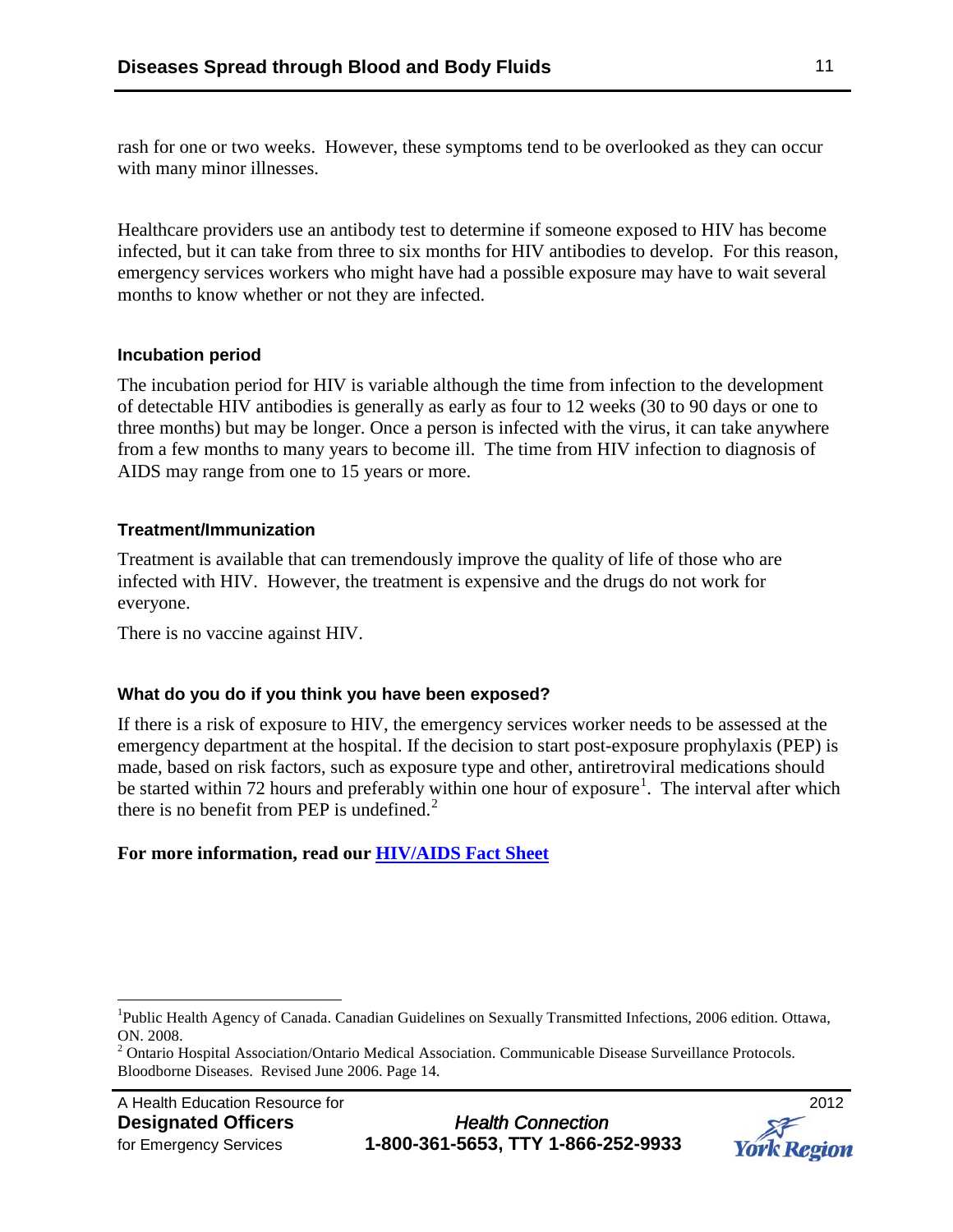rash for one or two weeks. However, these symptoms tend to be overlooked as they can occur with many minor illnesses.

Healthcare providers use an antibody test to determine if someone exposed to HIV has become infected, but it can take from three to six months for HIV antibodies to develop. For this reason, emergency services workers who might have had a possible exposure may have to wait several months to know whether or not they are infected.

### Incubation period

The incubation period for HIV is variable although the time from infection to the development of detectable HIV antibodies is generally as early as four to 12 weeks (30 to 90 days or one to three months) but may be longer. Once a person is infected with the virus, it can take anywhere from a few months to many years to become ill. The time from HIV infection to diagnosis of AIDS may range from one to 15 years or more.

### Treatment/Immunization

Treatment is available that can tremendously improve the quality of life of those who are infected with HIV. However, the treatment is expensive and the drugs do not work for everyone.

There is no vaccine against HIV.

### What do you do if you think you have been exposed?

If there is a risk of exposure to HIV, the emergency services worker needs to be assessed at the emergency department at the hospital. If the decision to start post-exposure prophylaxis (PEP) is made, based on risk factors, such as exposure type and other, antiretroviral medications should be started within 72 hours and preferably within one hour of exposure[1]. The interval after which there is no benefit from PEP is undefined.[2]

**For more information, read our HIV/AIDS Fact Sheet**

---

[1] Public Health Agency of Canada. Canadian Guidelines on Sexually Transmitted Infections, 2006 edition. Ottawa, ON. 2008.

[2] Ontario Hospital Association/Ontario Medical Association. Communicable Disease Surveillance Protocols. Bloodborne Diseases. Revised June 2006. Page 14.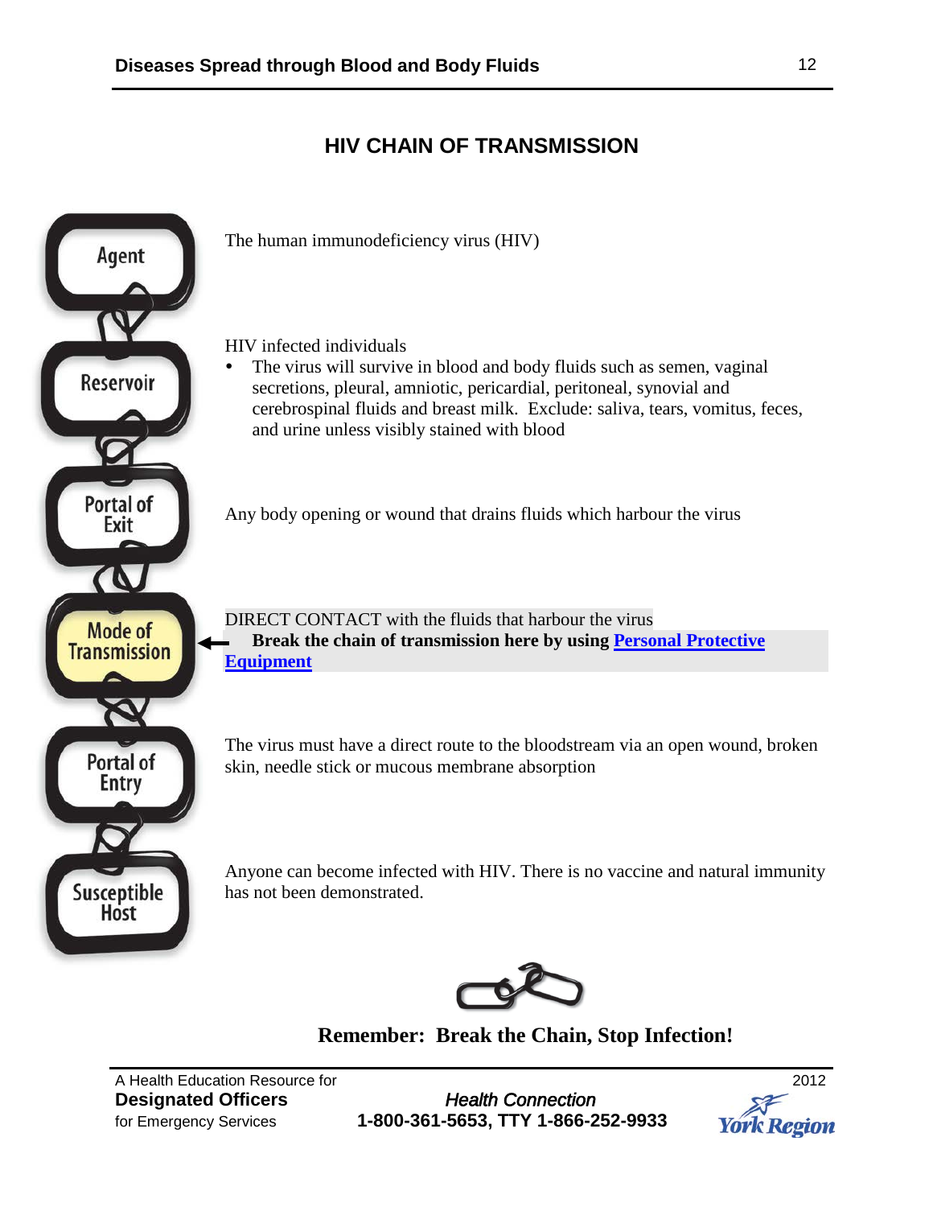# HIV CHAIN OF TRANSMISSION

**Agent**

The human immunodeficiency virus (HIV)

**Reservoir**

HIV infected individuals

- The virus will survive in blood and body fluids such as semen, vaginal secretions, pleural, amniotic, pericardial, peritoneal, synovial and cerebrospinal fluids and breast milk. Exclude: saliva, tears, vomitus, feces, and urine unless visibly stained with blood

**Portal of Exit**

Any body opening or wound that drains fluids which harbour the virus

**Mode of Transmission**

DIRECT CONTACT with the fluids that harbour the virus

**Break the chain of transmission here by using Personal Protective Equipment**

**Portal of Entry**

The virus must have a direct route to the bloodstream via an open wound, broken skin, needle stick or mucous membrane absorption

**Susceptible Host**

Anyone can become infected with HIV. There is no vaccine and natural immunity has not been demonstrated.

**Remember: Break the Chain, Stop Infection!**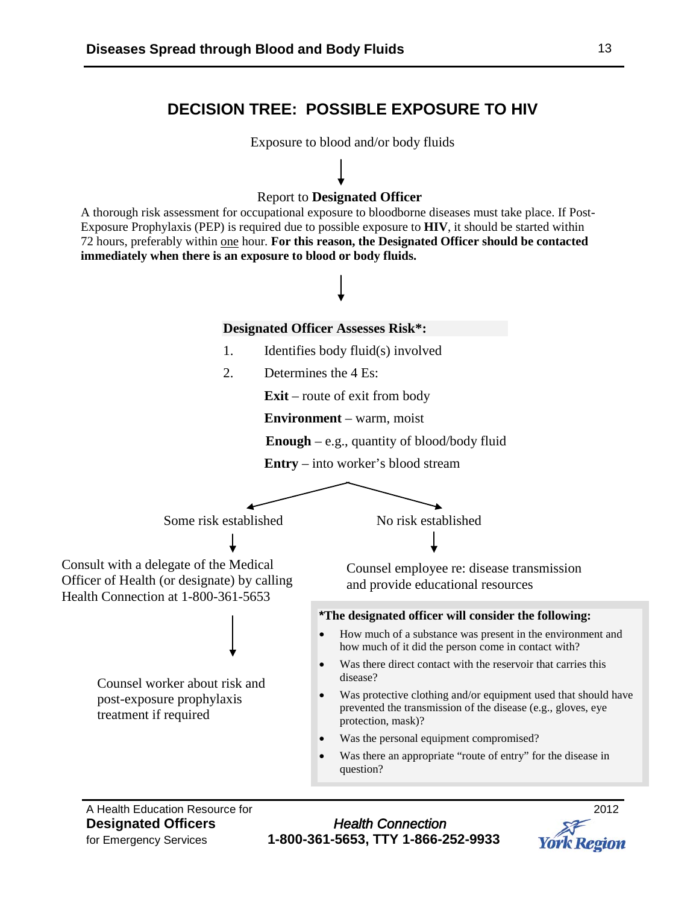# DECISION TREE: POSSIBLE EXPOSURE TO HIV

Exposure to blood and/or body fluids

↓

Report to **Designated Officer**

A thorough risk assessment for occupational exposure to bloodborne diseases must take place. If Post-Exposure Prophylaxis (PEP) is required due to possible exposure to **HIV**, it should be started within 72 hours, preferably within one hour. **For this reason, the Designated Officer should be contacted immediately when there is an exposure to blood or body fluids.**

↓

**Designated Officer Assesses Risk*:**

1. Identifies body fluid(s) involved
2. Determines the 4 Es:

   **Exit** – route of exit from body

   **Environment** – warm, moist

   **Enough** – e.g., quantity of blood/body fluid

   **Entry** – into worker's blood stream

**Some risk established**

↓

Consult with a delegate of the Medical Officer of Health (or designate) by calling Health Connection at 1-800-361-5653

↓

Counsel worker about risk and post-exposure prophylaxis treatment if required

**No risk established**

↓

Counsel employee re: disease transmission and provide educational resources

***The designated officer will consider the following:**

- How much of a substance was present in the environment and how much of it did the person come in contact with?
- Was there direct contact with the reservoir that carries this disease?
- Was protective clothing and/or equipment used that should have prevented the transmission of the disease (e.g., gloves, eye protection, mask)?
- Was the personal equipment compromised?
- Was there an appropriate "route of entry" for the disease in question?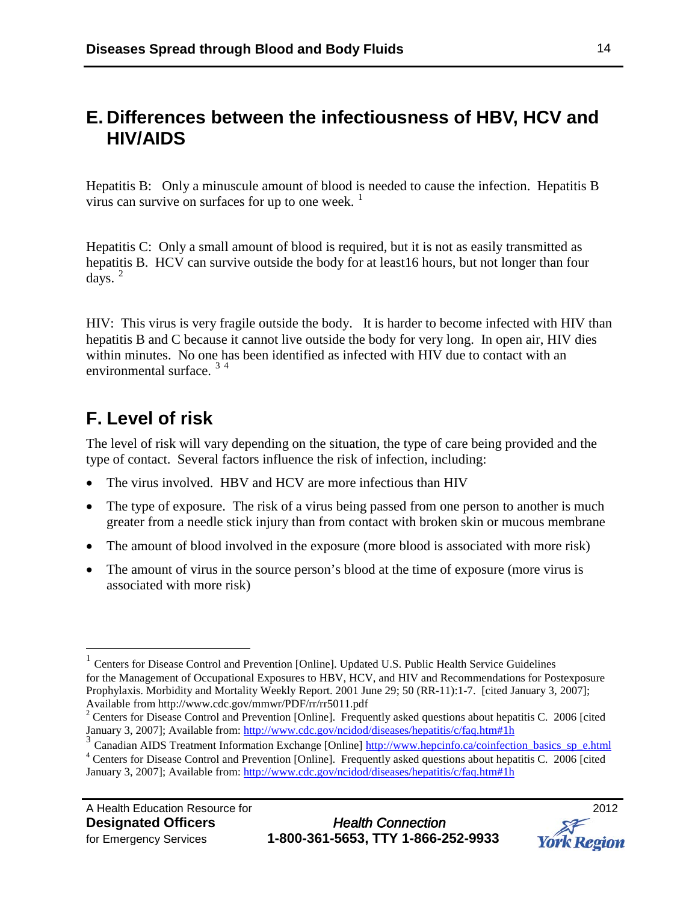## E. Differences between the infectiousness of HBV, HCV and HIV/AIDS

Hepatitis B: Only a minuscule amount of blood is needed to cause the infection. Hepatitis B virus can survive on surfaces for up to one week. [1]

Hepatitis C: Only a small amount of blood is required, but it is not as easily transmitted as hepatitis B. HCV can survive outside the body for at least16 hours, but not longer than four days. [2]

HIV: This virus is very fragile outside the body. It is harder to become infected with HIV than hepatitis B and C because it cannot live outside the body for very long. In open air, HIV dies within minutes. No one has been identified as infected with HIV due to contact with an environmental surface. [3] [4]

## F. Level of risk

The level of risk will vary depending on the situation, the type of care being provided and the type of contact. Several factors influence the risk of infection, including:

- The virus involved. HBV and HCV are more infectious than HIV
- The type of exposure. The risk of a virus being passed from one person to another is much greater from a needle stick injury than from contact with broken skin or mucous membrane
- The amount of blood involved in the exposure (more blood is associated with more risk)
- The amount of virus in the source person's blood at the time of exposure (more virus is associated with more risk)

---

[1] Centers for Disease Control and Prevention [Online]. Updated U.S. Public Health Service Guidelines for the Management of Occupational Exposures to HBV, HCV, and HIV and Recommendations for Postexposure Prophylaxis. Morbidity and Mortality Weekly Report. 2001 June 29; 50 (RR-11):1-7. [cited January 3, 2007]; Available from http://www.cdc.gov/mmwr/PDF/rr/rr5011.pdf

[2] Centers for Disease Control and Prevention [Online]. Frequently asked questions about hepatitis C. 2006 [cited January 3, 2007]; Available from: http://www.cdc.gov/ncidod/diseases/hepatitis/c/faq.htm#1h

[3] Canadian AIDS Treatment Information Exchange [Online] http://www.hepcinfo.ca/coinfection_basics_sp_e.html

[4] Centers for Disease Control and Prevention [Online]. Frequently asked questions about hepatitis C. 2006 [cited January 3, 2007]; Available from: http://www.cdc.gov/ncidod/diseases/hepatitis/c/faq.htm#1h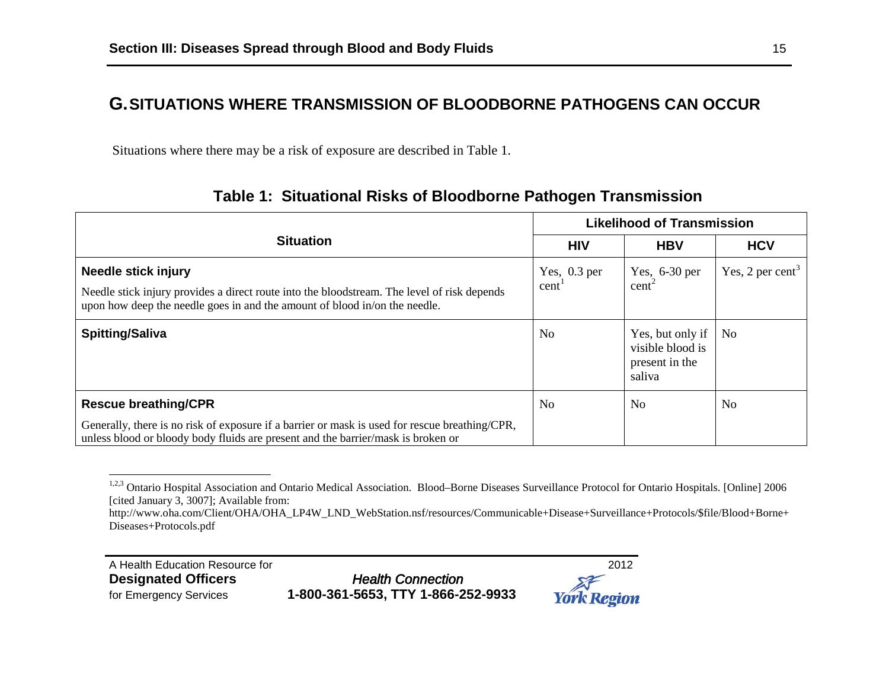## G. SITUATIONS WHERE TRANSMISSION OF BLOODBORNE PATHOGENS CAN OCCUR

Situations where there may be a risk of exposure are described in Table 1.

### Table 1: Situational Risks of Bloodborne Pathogen Transmission

| Situation | Likelihood of Transmission | | |
|---|---|---|---|
| | **HIV** | **HBV** | **HCV** |
| **Needle stick injury**<br>Needle stick injury provides a direct route into the bloodstream. The level of risk depends upon how deep the needle goes in and the amount of blood in/on the needle. | Yes, 0.3 per cent[1] | Yes, 6-30 per cent[2] | Yes, 2 per cent[3] |
| **Spitting/Saliva** | No | Yes, but only if visible blood is present in the saliva | No |
| **Rescue breathing/CPR**<br>Generally, there is no risk of exposure if a barrier or mask is used for rescue breathing/CPR, unless blood or bloody body fluids are present and the barrier/mask is broken or | No | No | No |

[1,2,3] Ontario Hospital Association and Ontario Medical Association. Blood–Borne Diseases Surveillance Protocol for Ontario Hospitals. [Online] 2006 [cited January 3, 3007]; Available from: http://www.oha.com/Client/OHA/OHA_LP4W_LND_WebStation.nsf/resources/Communicable+Disease+Surveillance+Protocols/$file/Blood+Borne+Diseases+Protocols.pdf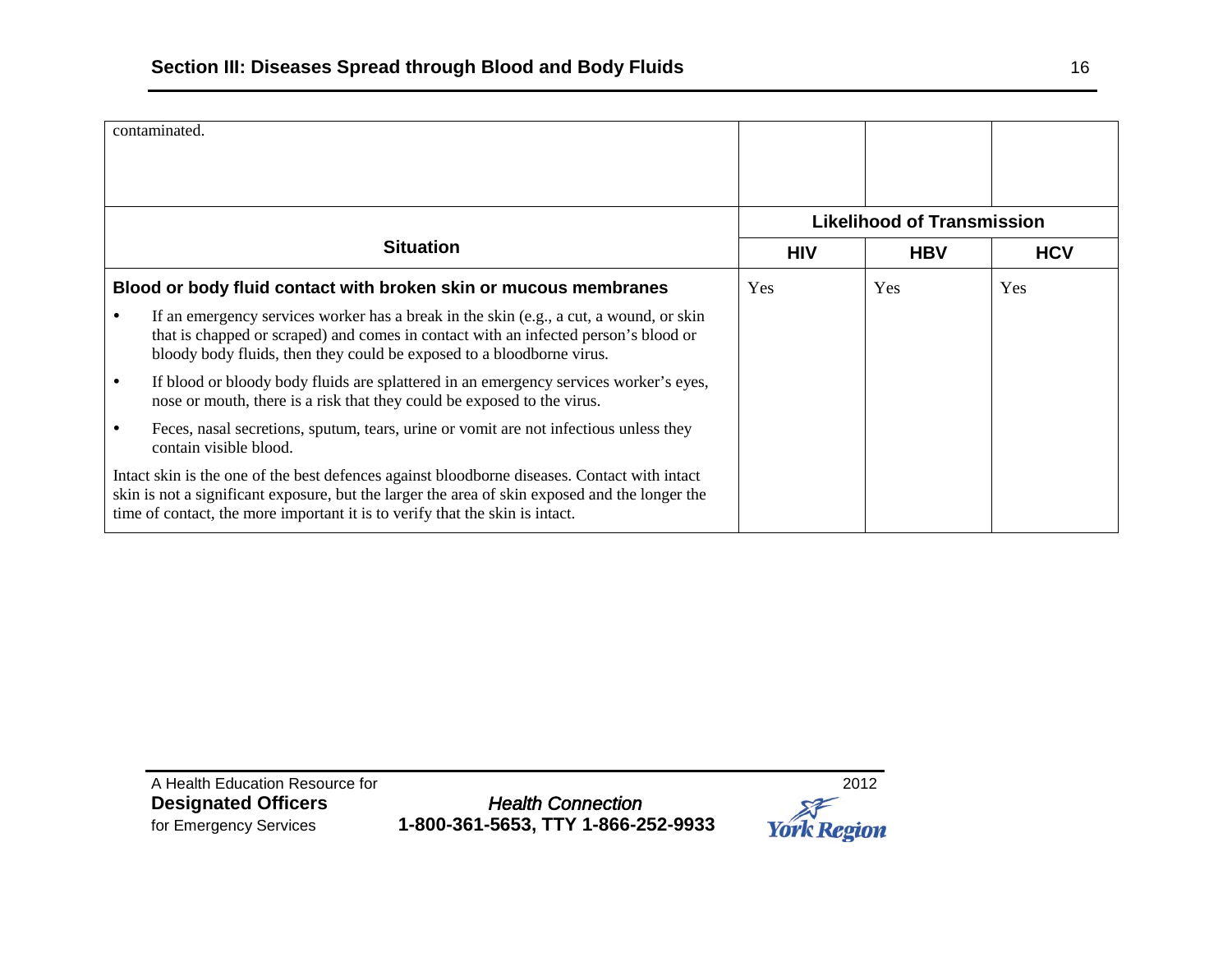| contaminated. | | | |
|---|---|---|---|
| **Situation** | **Likelihood of Transmission** | | |
| | **HIV** | **HBV** | **HCV** |
| **Blood or body fluid contact with broken skin or mucous membranes**<br>• If an emergency services worker has a break in the skin (e.g., a cut, a wound, or skin that is chapped or scraped) and comes in contact with an infected person's blood or bloody body fluids, then they could be exposed to a bloodborne virus.<br>• If blood or bloody body fluids are splattered in an emergency services worker's eyes, nose or mouth, there is a risk that they could be exposed to the virus.<br>• Feces, nasal secretions, sputum, tears, urine or vomit are not infectious unless they contain visible blood.<br>Intact skin is the one of the best defences against bloodborne diseases. Contact with intact skin is not a significant exposure, but the larger the area of skin exposed and the longer the time of contact, the more important it is to verify that the skin is intact. | Yes | Yes | Yes |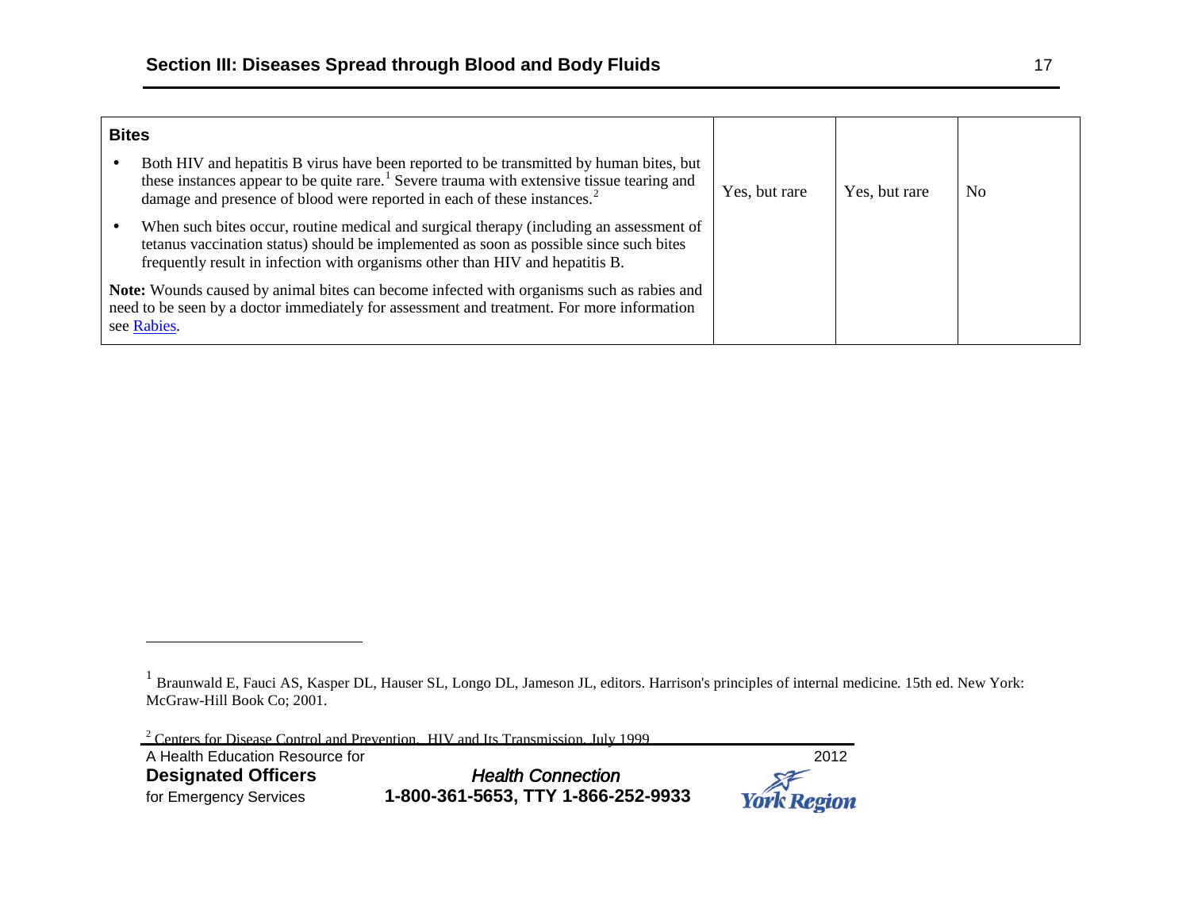| Bites | | | |
|---|---|---|---|
| • Both HIV and hepatitis B virus have been reported to be transmitted by human bites, but these instances appear to be quite rare.[1] Severe trauma with extensive tissue tearing and damage and presence of blood were reported in each of these instances.[2] <br>• When such bites occur, routine medical and surgical therapy (including an assessment of tetanus vaccination status) should be implemented as soon as possible since such bites frequently result in infection with organisms other than HIV and hepatitis B. <br>**Note:** Wounds caused by animal bites can become infected with organisms such as rabies and need to be seen by a doctor immediately for assessment and treatment. For more information see Rabies. | Yes, but rare | Yes, but rare | No |

[1] Braunwald E, Fauci AS, Kasper DL, Hauser SL, Longo DL, Jameson JL, editors. Harrison's principles of internal medicine. 15th ed. New York: McGraw-Hill Book Co; 2001.

[2] Centers for Disease Control and Prevention. HIV and Its Transmission. July 1999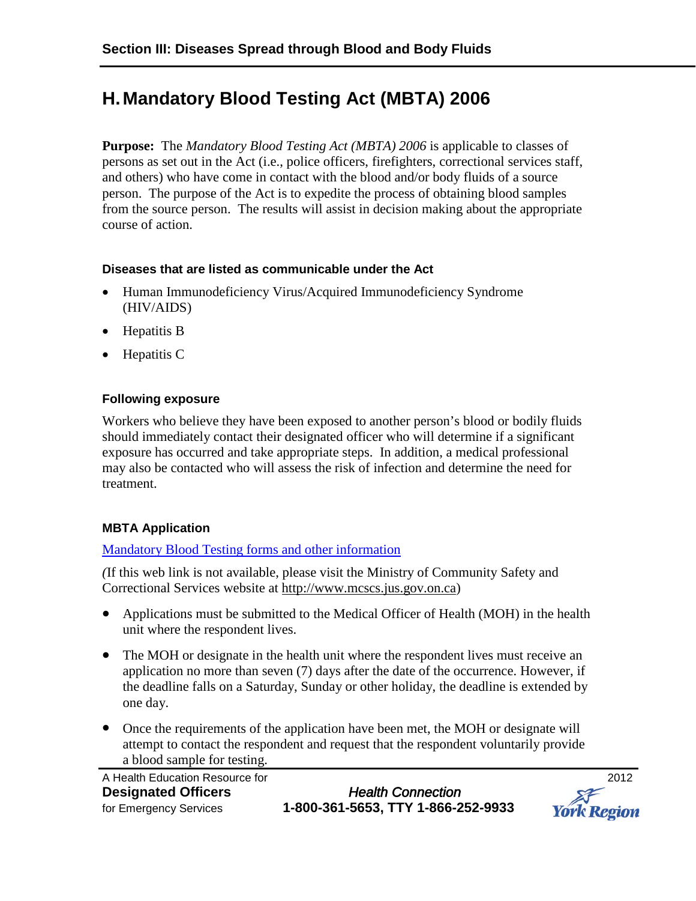## H. Mandatory Blood Testing Act (MBTA) 2006

**Purpose:** The *Mandatory Blood Testing Act (MBTA) 2006* is applicable to classes of persons as set out in the Act (i.e., police officers, firefighters, correctional services staff, and others) who have come in contact with the blood and/or body fluids of a source person. The purpose of the Act is to expedite the process of obtaining blood samples from the source person. The results will assist in decision making about the appropriate course of action.

### Diseases that are listed as communicable under the Act

- Human Immunodeficiency Virus/Acquired Immunodeficiency Syndrome (HIV/AIDS)
- Hepatitis B
- Hepatitis C

### Following exposure

Workers who believe they have been exposed to another person's blood or bodily fluids should immediately contact their designated officer who will determine if a significant exposure has occurred and take appropriate steps. In addition, a medical professional may also be contacted who will assess the risk of infection and determine the need for treatment.

### MBTA Application

Mandatory Blood Testing forms and other information

*(*If this web link is not available, please visit the Ministry of Community Safety and Correctional Services website at http://www.mcscs.jus.gov.on.ca)

- Applications must be submitted to the Medical Officer of Health (MOH) in the health unit where the respondent lives.
- The MOH or designate in the health unit where the respondent lives must receive an application no more than seven (7) days after the date of the occurrence. However, if the deadline falls on a Saturday, Sunday or other holiday, the deadline is extended by one day.
- Once the requirements of the application have been met, the MOH or designate will attempt to contact the respondent and request that the respondent voluntarily provide a blood sample for testing.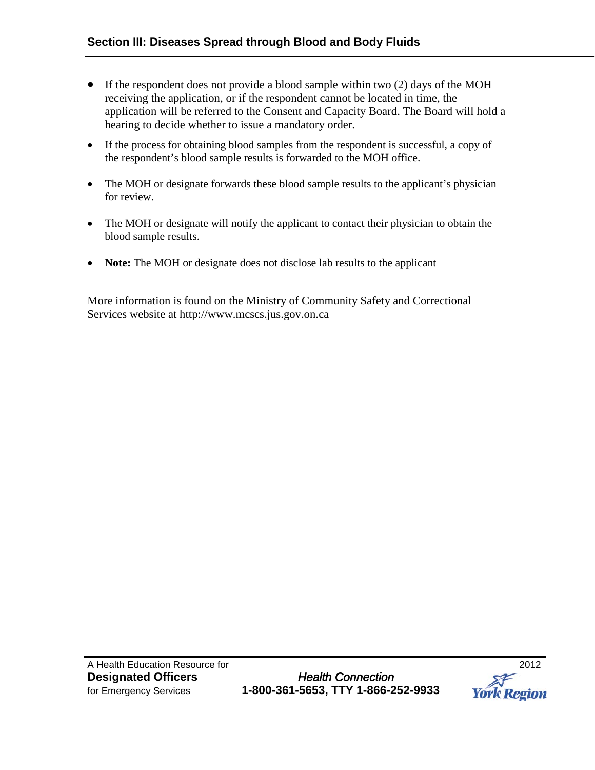- If the respondent does not provide a blood sample within two (2) days of the MOH receiving the application, or if the respondent cannot be located in time, the application will be referred to the Consent and Capacity Board. The Board will hold a hearing to decide whether to issue a mandatory order.
- If the process for obtaining blood samples from the respondent is successful, a copy of the respondent's blood sample results is forwarded to the MOH office.
- The MOH or designate forwards these blood sample results to the applicant's physician for review.
- The MOH or designate will notify the applicant to contact their physician to obtain the blood sample results.
- **Note:** The MOH or designate does not disclose lab results to the applicant

More information is found on the Ministry of Community Safety and Correctional Services website at http://www.mcscs.jus.gov.on.ca